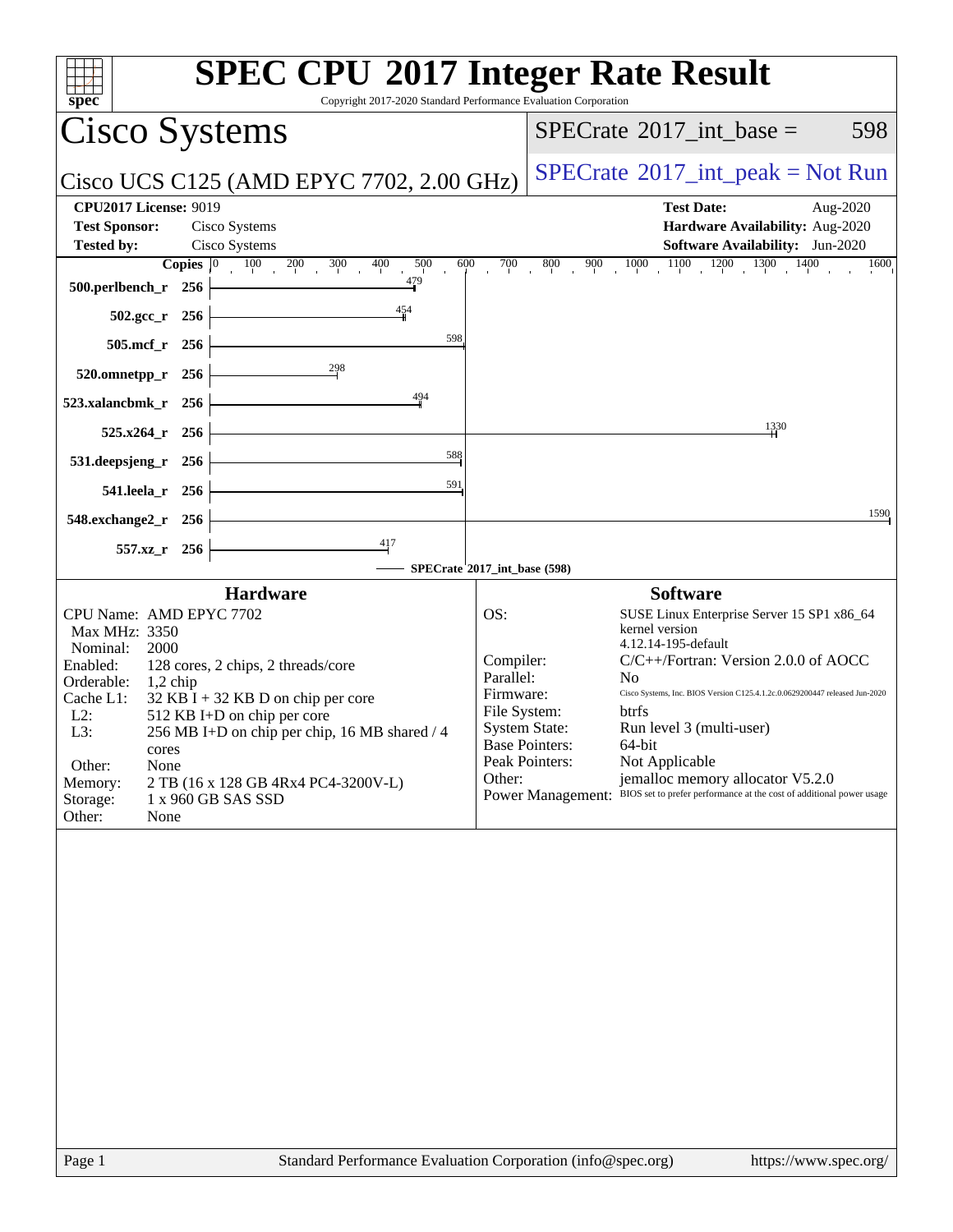# SPEC CPU 2017 Integer Rate Result

Copyright 2017-2020 Standard Performance Evaluation Corporation

## Cisco Systems

Cisco UCS C125 (AMD EPYC 7702, 2.00 GHz)

SPECrate 2017_int_base = 598

SPECrate 2017_int_peak = Not Run

**CPU2017 License:** 9019
**Test Sponsor:** Cisco Systems
**Tested by:** Cisco Systems

**Test Date:** Aug-2020
**Hardware Availability:** Aug-2020
**Software Availability:** Jun-2020

| Benchmark | Copies | SPECrate 2017_int_base |
|---|---|---|
| 500.perlbench_r | 256 | 479 |
| 502.gcc_r | 256 | 454 |
| 505.mcf_r | 256 | 598 |
| 520.omnetpp_r | 256 | 298 |
| 523.xalancbmk_r | 256 | 494 |
| 525.x264_r | 256 | 1330 |
| 531.deepsjeng_r | 256 | 588 |
| 541.leela_r | 256 | 591 |
| 548.exchange2_r | 256 | 1590 |
| 557.xz_r | 256 | 417 |

SPECrate 2017_int_base (598)

### Hardware

| | |
|---|---|
| CPU Name: | AMD EPYC 7702 |
| Max MHz: | 3350 |
| Nominal: | 2000 |
| Enabled: | 128 cores, 2 chips, 2 threads/core |
| Orderable: | 1,2 chip |
| Cache L1: | 32 KB I + 32 KB D on chip per core |
| L2: | 512 KB I+D on chip per core |
| L3: | 256 MB I+D on chip per chip, 16 MB shared / 4 cores |
| Other: | None |
| Memory: | 2 TB (16 x 128 GB 4Rx4 PC4-3200V-L) |
| Storage: | 1 x 960 GB SAS SSD |
| Other: | None |

### Software

| | |
|---|---|
| OS: | SUSE Linux Enterprise Server 15 SP1 x86_64 kernel version 4.12.14-195-default |
| Compiler: | C/C++/Fortran: Version 2.0.0 of AOCC |
| Parallel: | No |
| Firmware: | Cisco Systems, Inc. BIOS Version C125.4.1.2c.0629200447 released Jun-2020 |
| File System: | btrfs |
| System State: | Run level 3 (multi-user) |
| Base Pointers: | 64-bit |
| Peak Pointers: | Not Applicable |
| Other: | jemalloc memory allocator V5.2.0 |
| Power Management: | BIOS set to prefer performance at the cost of additional power usage |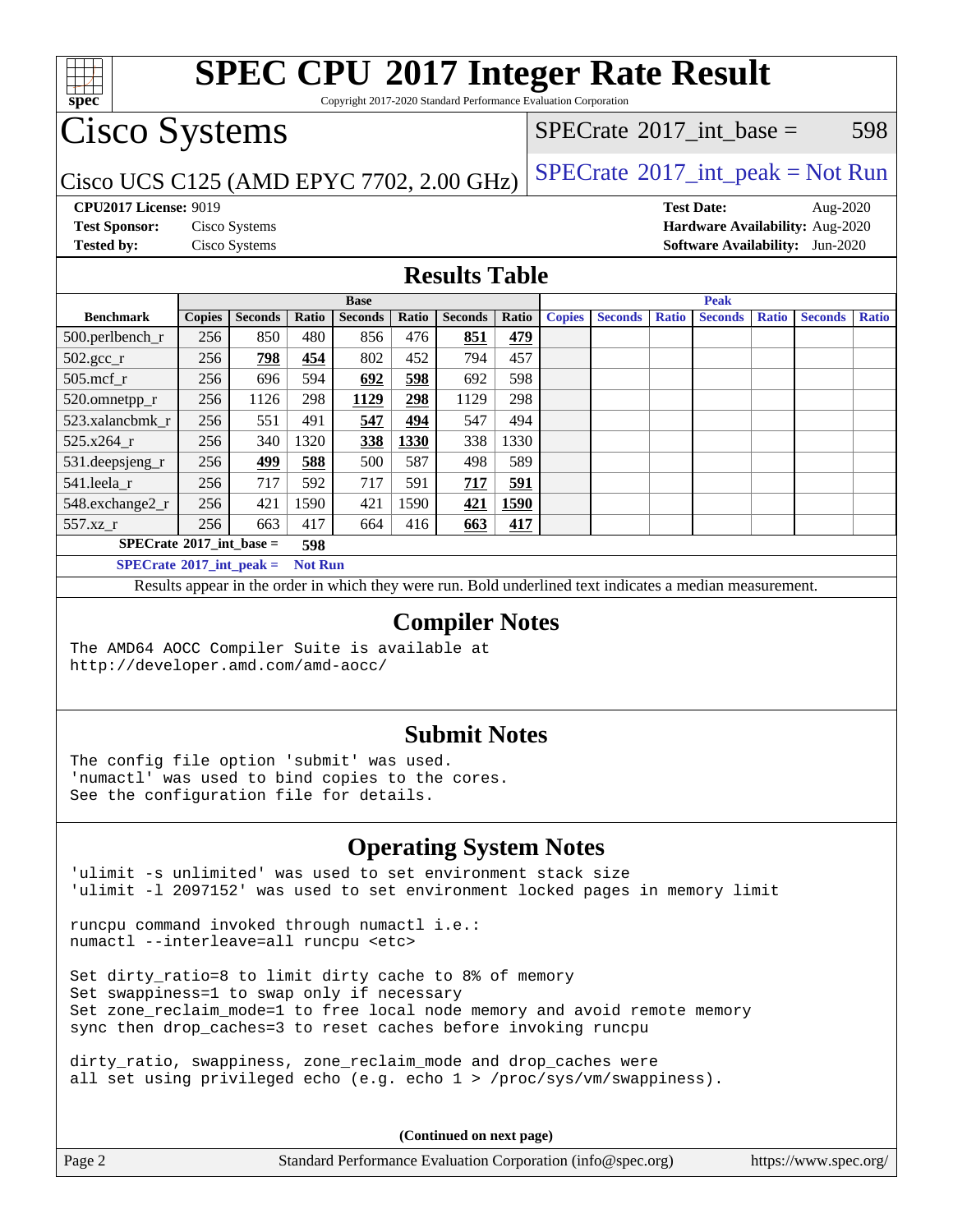# SPEC CPU 2017 Integer Rate Result

Copyright 2017-2020 Standard Performance Evaluation Corporation

## Cisco Systems

Cisco UCS C125 (AMD EPYC 7702, 2.00 GHz)

SPECrate 2017_int_base = 598

SPECrate 2017_int_peak = Not Run

**CPU2017 License:** 9019
**Test Sponsor:** Cisco Systems
**Tested by:** Cisco Systems

**Test Date:** Aug-2020
**Hardware Availability:** Aug-2020
**Software Availability:** Jun-2020

## Results Table

| | Base | | | | | | | Peak | | | | | | |
|---|---|---|---|---|---|---|---|---|---|---|---|---|---|---|
| **Benchmark** | **Copies** | **Seconds** | **Ratio** | **Seconds** | **Ratio** | **Seconds** | **Ratio** | **Copies** | **Seconds** | **Ratio** | **Seconds** | **Ratio** | **Seconds** | **Ratio** |
| 500.perlbench_r | 256 | 850 | 480 | 856 | 476 | **851** | **479** | | | | | | | |
| 502.gcc_r | 256 | **798** | **454** | 802 | 452 | 794 | 457 | | | | | | | |
| 505.mcf_r | 256 | 696 | 594 | **692** | **598** | 692 | 598 | | | | | | | |
| 520.omnetpp_r | 256 | 1126 | 298 | **1129** | **298** | 1129 | 298 | | | | | | | |
| 523.xalancbmk_r | 256 | 551 | 491 | **547** | **494** | 547 | 494 | | | | | | | |
| 525.x264_r | 256 | 340 | 1320 | **338** | **1330** | 338 | 1330 | | | | | | | |
| 531.deepsjeng_r | 256 | **499** | **588** | 500 | 587 | 498 | 589 | | | | | | | |
| 541.leela_r | 256 | 717 | 592 | 717 | 591 | **717** | **591** | | | | | | | |
| 548.exchange2_r | 256 | 421 | 1590 | 421 | 1590 | **421** | **1590** | | | | | | | |
| 557.xz_r | 256 | 663 | 417 | 664 | 416 | **663** | **417** | | | | | | | |

**SPECrate 2017_int_base = 598**

**SPECrate 2017_int_peak = Not Run**

Results appear in the order in which they were run. Bold underlined text indicates a median measurement.

## Compiler Notes

```
The AMD64 AOCC Compiler Suite is available at
http://developer.amd.com/amd-aocc/
```

## Submit Notes

```
The config file option 'submit' was used.
'numactl' was used to bind copies to the cores.
See the configuration file for details.
```

## Operating System Notes

```
'ulimit -s unlimited' was used to set environment stack size
'ulimit -l 2097152' was used to set environment locked pages in memory limit

runcpu command invoked through numactl i.e.:
numactl --interleave=all runcpu <etc>

Set dirty_ratio=8 to limit dirty cache to 8% of memory
Set swappiness=1 to swap only if necessary
Set zone_reclaim_mode=1 to free local node memory and avoid remote memory
sync then drop_caches=3 to reset caches before invoking runcpu

dirty_ratio, swappiness, zone_reclaim_mode and drop_caches were
all set using privileged echo (e.g. echo 1 > /proc/sys/vm/swappiness).
```

**(Continued on next page)**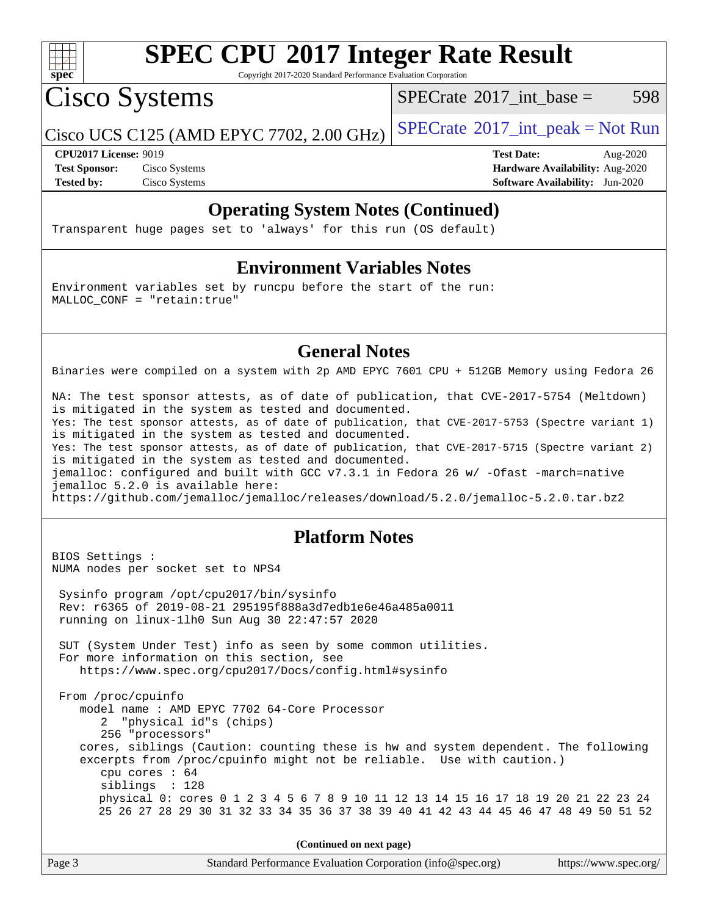# SPEC CPU 2017 Integer Rate Result

Copyright 2017-2020 Standard Performance Evaluation Corporation

## Cisco Systems

Cisco UCS C125 (AMD EPYC 7702, 2.00 GHz)

SPECrate 2017_int_base = 598

SPECrate 2017_int_peak = Not Run

**CPU2017 License:** 9019
**Test Sponsor:** Cisco Systems
**Tested by:** Cisco Systems

**Test Date:** Aug-2020
**Hardware Availability:** Aug-2020
**Software Availability:** Jun-2020

### Operating System Notes (Continued)

```
Transparent huge pages set to 'always' for this run (OS default)
```

### Environment Variables Notes

```
Environment variables set by runcpu before the start of the run:
MALLOC_CONF = "retain:true"
```

### General Notes

```
Binaries were compiled on a system with 2p AMD EPYC 7601 CPU + 512GB Memory using Fedora 26

NA: The test sponsor attests, as of date of publication, that CVE-2017-5754 (Meltdown)
is mitigated in the system as tested and documented.
Yes: The test sponsor attests, as of date of publication, that CVE-2017-5753 (Spectre variant 1)
is mitigated in the system as tested and documented.
Yes: The test sponsor attests, as of date of publication, that CVE-2017-5715 (Spectre variant 2)
is mitigated in the system as tested and documented.
jemalloc: configured and built with GCC v7.3.1 in Fedora 26 w/ -Ofast -march=native
jemalloc 5.2.0 is available here:
https://github.com/jemalloc/jemalloc/releases/download/5.2.0/jemalloc-5.2.0.tar.bz2
```

### Platform Notes

```
BIOS Settings :
NUMA nodes per socket set to NPS4

 Sysinfo program /opt/cpu2017/bin/sysinfo
 Rev: r6365 of 2019-08-21 295195f888a3d7edb1e6e46a485a0011
 running on linux-1lh0 Sun Aug 30 22:47:57 2020

 SUT (System Under Test) info as seen by some common utilities.
 For more information on this section, see
    https://www.spec.org/cpu2017/Docs/config.html#sysinfo

 From /proc/cpuinfo
    model name : AMD EPYC 7702 64-Core Processor
       2  "physical id"s (chips)
       256 "processors"
    cores, siblings (Caution: counting these is hw and system dependent. The following
    excerpts from /proc/cpuinfo might not be reliable.  Use with caution.)
       cpu cores : 64
       siblings  : 128
       physical 0: cores 0 1 2 3 4 5 6 7 8 9 10 11 12 13 14 15 16 17 18 19 20 21 22 23 24
       25 26 27 28 29 30 31 32 33 34 35 36 37 38 39 40 41 42 43 44 45 46 47 48 49 50 51 52
```

**(Continued on next page)**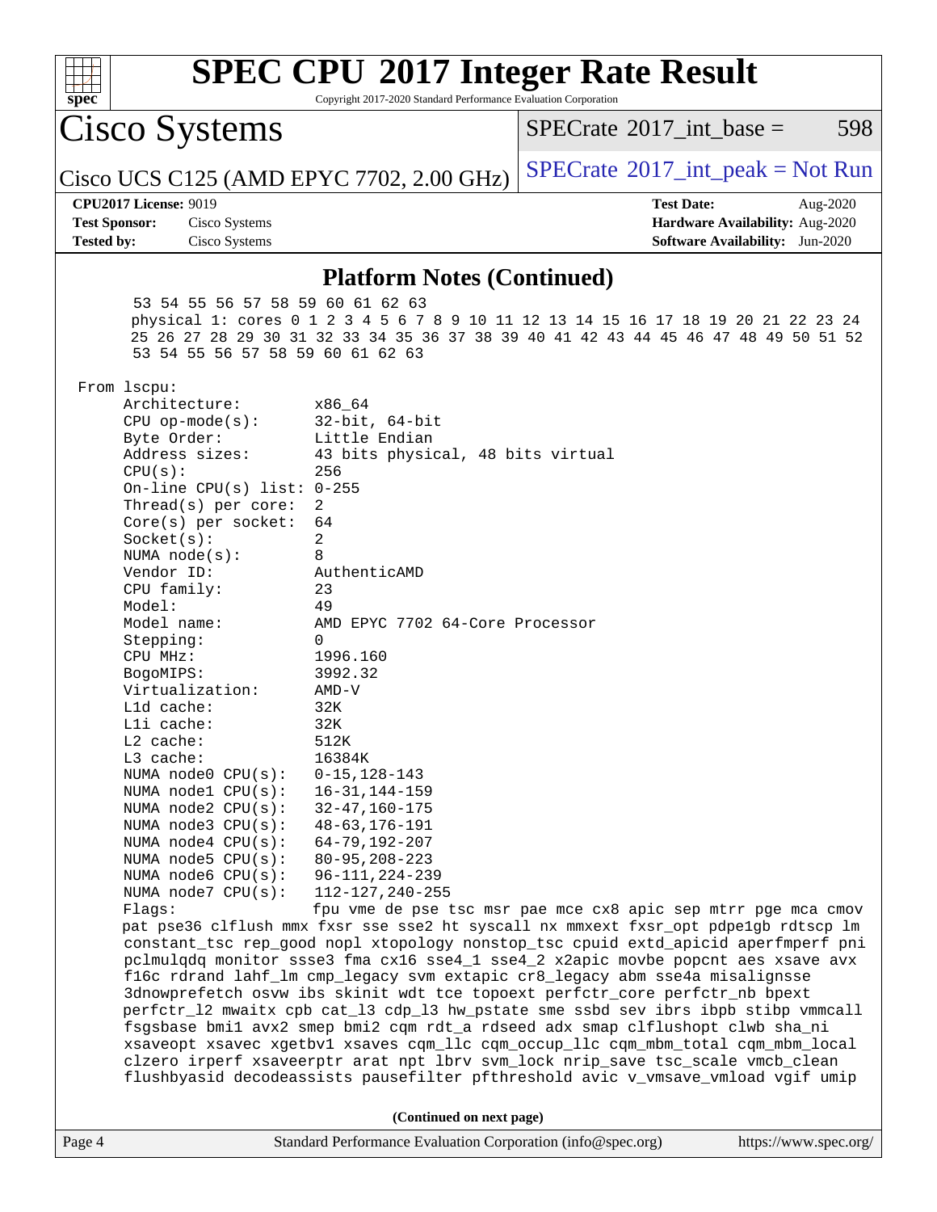## Platform Notes (Continued)

```
       53 54 55 56 57 58 59 60 61 62 63
       physical 1: cores 0 1 2 3 4 5 6 7 8 9 10 11 12 13 14 15 16 17 18 19 20 21 22 23 24
       25 26 27 28 29 30 31 32 33 34 35 36 37 38 39 40 41 42 43 44 45 46 47 48 49 50 51 52
       53 54 55 56 57 58 59 60 61 62 63

 From lscpu:
      Architecture:          x86_64
      CPU op-mode(s):        32-bit, 64-bit
      Byte Order:            Little Endian
      Address sizes:         43 bits physical, 48 bits virtual
      CPU(s):                256
      On-line CPU(s) list: 0-255
      Thread(s) per core:    2
      Core(s) per socket:    64
      Socket(s):             2
      NUMA node(s):          8
      Vendor ID:             AuthenticAMD
      CPU family:            23
      Model:                 49
      Model name:            AMD EPYC 7702 64-Core Processor
      Stepping:              0
      CPU MHz:               1996.160
      BogoMIPS:              3992.32
      Virtualization:        AMD-V
      L1d cache:             32K
      L1i cache:             32K
      L2 cache:              512K
      L3 cache:              16384K
      NUMA node0 CPU(s):     0-15,128-143
      NUMA node1 CPU(s):     16-31,144-159
      NUMA node2 CPU(s):     32-47,160-175
      NUMA node3 CPU(s):     48-63,176-191
      NUMA node4 CPU(s):     64-79,192-207
      NUMA node5 CPU(s):     80-95,208-223
      NUMA node6 CPU(s):     96-111,224-239
      NUMA node7 CPU(s):     112-127,240-255
      Flags:                 fpu vme de pse tsc msr pae mce cx8 apic sep mtrr pge mca cmov
      pat pse36 clflush mmx fxsr sse sse2 ht syscall nx mmxext fxsr_opt pdpe1gb rdtscp lm
      constant_tsc rep_good nopl xtopology nonstop_tsc cpuid extd_apicid aperfmperf pni
      pclmulqdq monitor ssse3 fma cx16 sse4_1 sse4_2 x2apic movbe popcnt aes xsave avx
      f16c rdrand lahf_lm cmp_legacy svm extapic cr8_legacy abm sse4a misalignsse
      3dnowprefetch osvw ibs skinit wdt tce topoext perfctr_core perfctr_nb bpext
      perfctr_l2 mwaitx cpb cat_l3 cdp_l3 hw_pstate sme ssbd sev ibrs ibpb stibp vmmcall
      fsgsbase bmi1 avx2 smep bmi2 cqm rdt_a rdseed adx smap clflushopt clwb sha_ni
      xsaveopt xsavec xgetbv1 xsaves cqm_llc cqm_occup_llc cqm_mbm_total cqm_mbm_local
      clzero irperf xsaveerptr arat npt lbrv svm_lock nrip_save tsc_scale vmcb_clean
      flushbyasid decodeassists pausefilter pfthreshold avic v_vmsave_vmload vgif umip
```

(Continued on next page)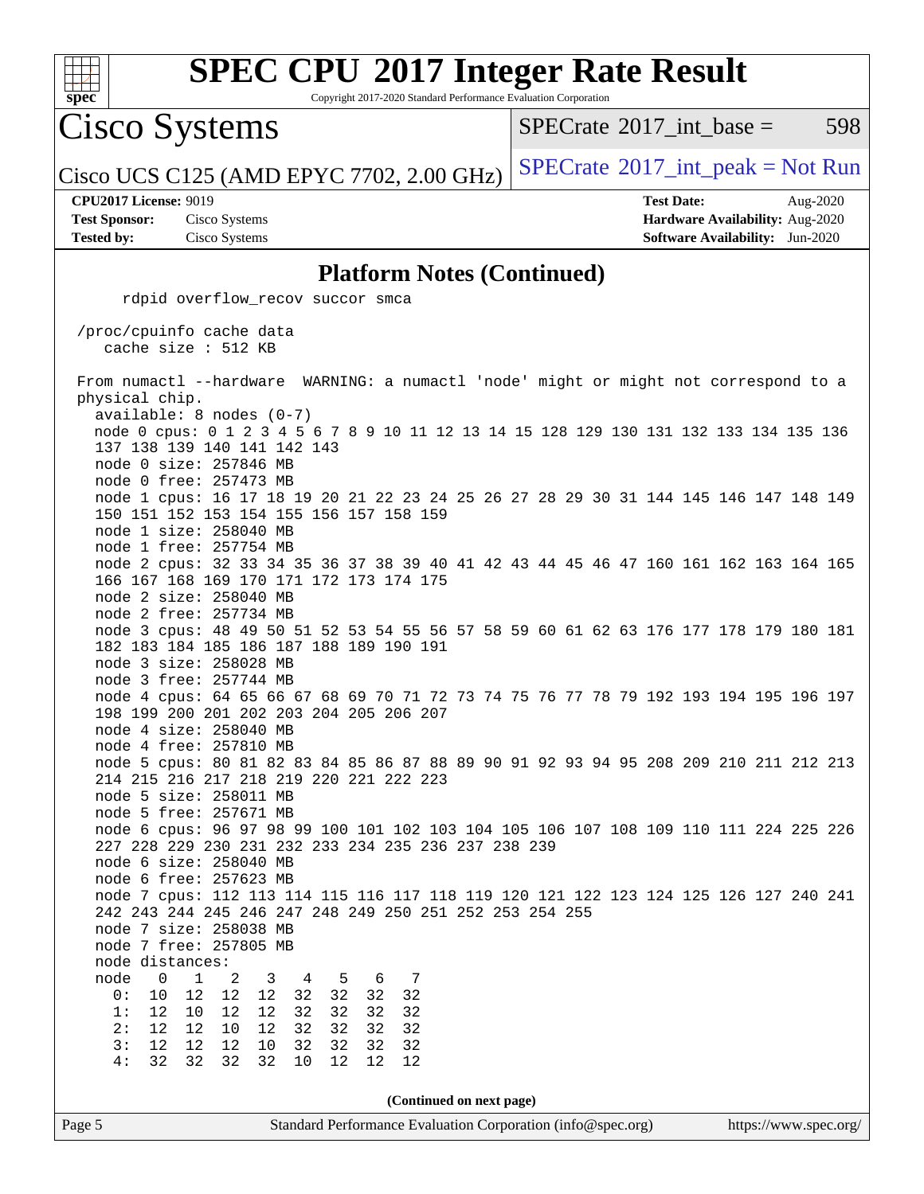# SPEC CPU 2017 Integer Rate Result

Copyright 2017-2020 Standard Performance Evaluation Corporation

**Cisco Systems**

Cisco UCS C125 (AMD EPYC 7702, 2.00 GHz)

SPECrate 2017_int_base = 598

SPECrate 2017_int_peak = Not Run

**CPU2017 License:** 9019
**Test Sponsor:** Cisco Systems
**Tested by:** Cisco Systems

**Test Date:** Aug-2020
**Hardware Availability:** Aug-2020
**Software Availability:** Jun-2020

## Platform Notes (Continued)

```
      rdpid overflow_recov succor smca

 /proc/cpuinfo cache data
    cache size : 512 KB

 From numactl --hardware  WARNING: a numactl 'node' might or might not correspond to a
 physical chip.
   available: 8 nodes (0-7)
   node 0 cpus: 0 1 2 3 4 5 6 7 8 9 10 11 12 13 14 15 128 129 130 131 132 133 134 135 136
   137 138 139 140 141 142 143
   node 0 size: 257846 MB
   node 0 free: 257473 MB
   node 1 cpus: 16 17 18 19 20 21 22 23 24 25 26 27 28 29 30 31 144 145 146 147 148 149
   150 151 152 153 154 155 156 157 158 159
   node 1 size: 258040 MB
   node 1 free: 257754 MB
   node 2 cpus: 32 33 34 35 36 37 38 39 40 41 42 43 44 45 46 47 160 161 162 163 164 165
   166 167 168 169 170 171 172 173 174 175
   node 2 size: 258040 MB
   node 2 free: 257734 MB
   node 3 cpus: 48 49 50 51 52 53 54 55 56 57 58 59 60 61 62 63 176 177 178 179 180 181
   182 183 184 185 186 187 188 189 190 191
   node 3 size: 258028 MB
   node 3 free: 257744 MB
   node 4 cpus: 64 65 66 67 68 69 70 71 72 73 74 75 76 77 78 79 192 193 194 195 196 197
   198 199 200 201 202 203 204 205 206 207
   node 4 size: 258040 MB
   node 4 free: 257810 MB
   node 5 cpus: 80 81 82 83 84 85 86 87 88 89 90 91 92 93 94 95 208 209 210 211 212 213
   214 215 216 217 218 219 220 221 222 223
   node 5 size: 258011 MB
   node 5 free: 257671 MB
   node 6 cpus: 96 97 98 99 100 101 102 103 104 105 106 107 108 109 110 111 224 225 226
   227 228 229 230 231 232 233 234 235 236 237 238 239
   node 6 size: 258040 MB
   node 6 free: 257623 MB
   node 7 cpus: 112 113 114 115 116 117 118 119 120 121 122 123 124 125 126 127 240 241
   242 243 244 245 246 247 248 249 250 251 252 253 254 255
   node 7 size: 258038 MB
   node 7 free: 257805 MB
   node distances:
   node   0   1   2   3   4   5   6   7
     0:  10  12  12  12  32  32  32  32
     1:  12  10  12  12  32  32  32  32
     2:  12  12  10  12  32  32  32  32
     3:  12  12  12  10  32  32  32  32
     4:  32  32  32  32  10  12  12  12
```

(Continued on next page)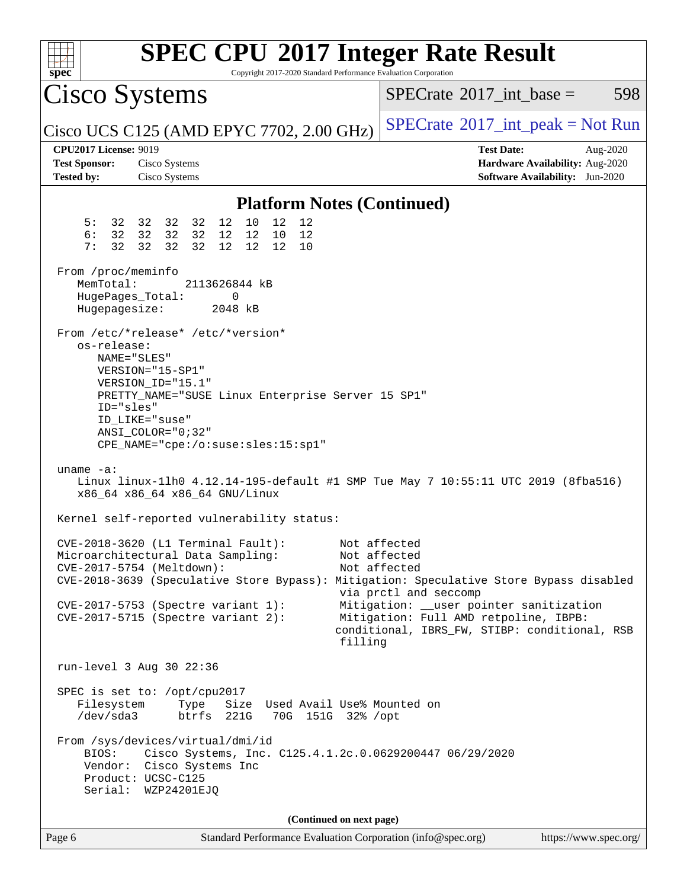## Platform Notes (Continued)

```
     5:  32  32  32  32  12  10  12  12
     6:  32  32  32  32  12  12  10  12
     7:  32  32  32  32  12  12  12  10

 From /proc/meminfo
    MemTotal:       2113626844 kB
    HugePages_Total:        0
    Hugepagesize:        2048 kB

 From /etc/*release* /etc/*version*
    os-release:
       NAME="SLES"
       VERSION="15-SP1"
       VERSION_ID="15.1"
       PRETTY_NAME="SUSE Linux Enterprise Server 15 SP1"
       ID="sles"
       ID_LIKE="suse"
       ANSI_COLOR="0;32"
       CPE_NAME="cpe:/o:suse:sles:15:sp1"

 uname -a:
    Linux linux-1lh0 4.12.14-195-default #1 SMP Tue May 7 10:55:11 UTC 2019 (8fba516)
    x86_64 x86_64 x86_64 GNU/Linux

 Kernel self-reported vulnerability status:

 CVE-2018-3620 (L1 Terminal Fault):         Not affected
 Microarchitectural Data Sampling:          Not affected
 CVE-2017-5754 (Meltdown):                  Not affected
 CVE-2018-3639 (Speculative Store Bypass): Mitigation: Speculative Store Bypass disabled
                                            via prctl and seccomp
 CVE-2017-5753 (Spectre variant 1):         Mitigation: __user pointer sanitization
 CVE-2017-5715 (Spectre variant 2):         Mitigation: Full AMD retpoline, IBPB:
                                           conditional, IBRS_FW, STIBP: conditional, RSB
                                            filling

 run-level 3 Aug 30 22:36

 SPEC is set to: /opt/cpu2017
    Filesystem     Type   Size  Used Avail Use% Mounted on
    /dev/sda3      btrfs  221G   70G  151G  32% /opt

 From /sys/devices/virtual/dmi/id
     BIOS:    Cisco Systems, Inc. C125.4.1.2c.0.0629200447 06/29/2020
     Vendor:  Cisco Systems Inc
     Product: UCSC-C125
     Serial:  WZP24201EJQ
```

**(Continued on next page)**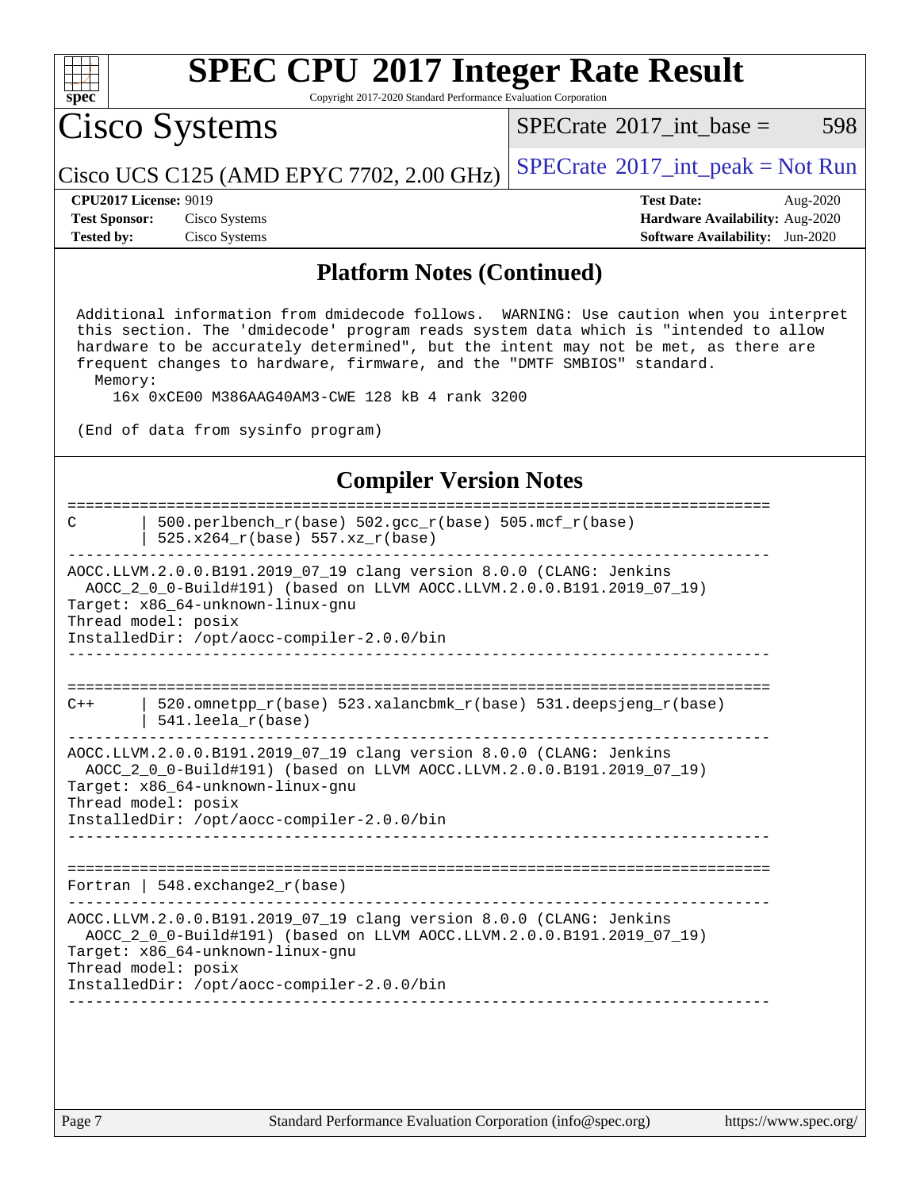# SPEC CPU 2017 Integer Rate Result

Copyright 2017-2020 Standard Performance Evaluation Corporation

## Cisco Systems

Cisco UCS C125 (AMD EPYC 7702, 2.00 GHz)

SPECrate 2017_int_base = 598

SPECrate 2017_int_peak = Not Run

**CPU2017 License:** 9019
**Test Sponsor:** Cisco Systems
**Tested by:** Cisco Systems

**Test Date:** Aug-2020
**Hardware Availability:** Aug-2020
**Software Availability:** Jun-2020

## Platform Notes (Continued)

```
Additional information from dmidecode follows.  WARNING: Use caution when you interpret
this section. The 'dmidecode' program reads system data which is "intended to allow
hardware to be accurately determined", but the intent may not be met, as there are
frequent changes to hardware, firmware, and the "DMTF SMBIOS" standard.
  Memory:
    16x 0xCE00 M386AAG40AM3-CWE 128 kB 4 rank 3200

(End of data from sysinfo program)
```

## Compiler Version Notes

```
==============================================================================
C        | 500.perlbench_r(base) 502.gcc_r(base) 505.mcf_r(base)
         | 525.x264_r(base) 557.xz_r(base)
------------------------------------------------------------------------------
AOCC.LLVM.2.0.0.B191.2019_07_19 clang version 8.0.0 (CLANG: Jenkins
  AOCC_2_0_0-Build#191) (based on LLVM AOCC.LLVM.2.0.0.B191.2019_07_19)
Target: x86_64-unknown-linux-gnu
Thread model: posix
InstalledDir: /opt/aocc-compiler-2.0.0/bin
------------------------------------------------------------------------------

==============================================================================
C++      | 520.omnetpp_r(base) 523.xalancbmk_r(base) 531.deepsjeng_r(base)
         | 541.leela_r(base)
------------------------------------------------------------------------------
AOCC.LLVM.2.0.0.B191.2019_07_19 clang version 8.0.0 (CLANG: Jenkins
  AOCC_2_0_0-Build#191) (based on LLVM AOCC.LLVM.2.0.0.B191.2019_07_19)
Target: x86_64-unknown-linux-gnu
Thread model: posix
InstalledDir: /opt/aocc-compiler-2.0.0/bin
------------------------------------------------------------------------------

==============================================================================
Fortran | 548.exchange2_r(base)
------------------------------------------------------------------------------
AOCC.LLVM.2.0.0.B191.2019_07_19 clang version 8.0.0 (CLANG: Jenkins
  AOCC_2_0_0-Build#191) (based on LLVM AOCC.LLVM.2.0.0.B191.2019_07_19)
Target: x86_64-unknown-linux-gnu
Thread model: posix
InstalledDir: /opt/aocc-compiler-2.0.0/bin
------------------------------------------------------------------------------
```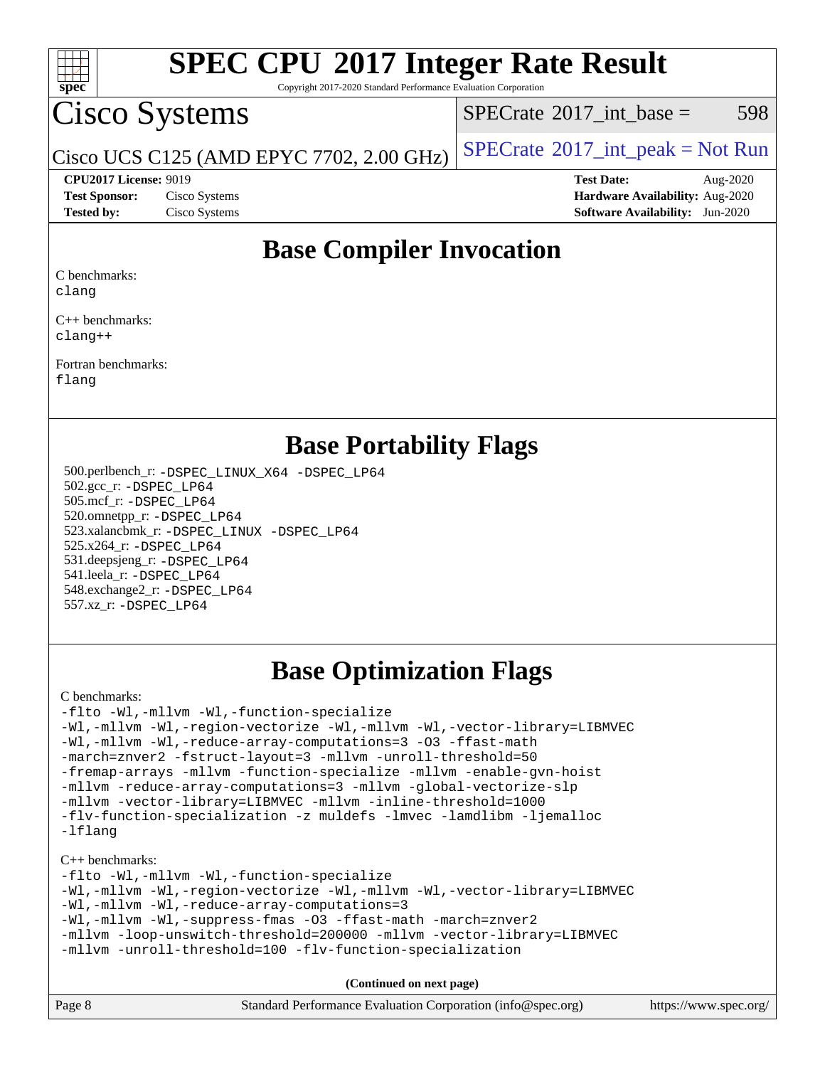# SPEC CPU 2017 Integer Rate Result

Copyright 2017-2020 Standard Performance Evaluation Corporation

# Cisco Systems

Cisco UCS C125 (AMD EPYC 7702, 2.00 GHz)

SPECrate 2017_int_base = 598

SPECrate 2017_int_peak = Not Run

**CPU2017 License:** 9019
**Test Sponsor:** Cisco Systems
**Tested by:** Cisco Systems

**Test Date:** Aug-2020
**Hardware Availability:** Aug-2020
**Software Availability:** Jun-2020

## Base Compiler Invocation

C benchmarks:
clang

C++ benchmarks:
clang++

Fortran benchmarks:
flang

## Base Portability Flags

500.perlbench_r: -DSPEC_LINUX_X64 -DSPEC_LP64
502.gcc_r: -DSPEC_LP64
505.mcf_r: -DSPEC_LP64
520.omnetpp_r: -DSPEC_LP64
523.xalancbmk_r: -DSPEC_LINUX -DSPEC_LP64
525.x264_r: -DSPEC_LP64
531.deepsjeng_r: -DSPEC_LP64
541.leela_r: -DSPEC_LP64
548.exchange2_r: -DSPEC_LP64
557.xz_r: -DSPEC_LP64

## Base Optimization Flags

C benchmarks:

```
-flto -Wl,-mllvm -Wl,-function-specialize
-Wl,-mllvm -Wl,-region-vectorize -Wl,-mllvm -Wl,-vector-library=LIBMVEC
-Wl,-mllvm -Wl,-reduce-array-computations=3 -O3 -ffast-math
-march=znver2 -fstruct-layout=3 -mllvm -unroll-threshold=50
-fremap-arrays -mllvm -function-specialize -mllvm -enable-gvn-hoist
-mllvm -reduce-array-computations=3 -mllvm -global-vectorize-slp
-mllvm -vector-library=LIBMVEC -mllvm -inline-threshold=1000
-flv-function-specialization -z muldefs -lmvec -lamdlibm -ljemalloc
-lflang
```

C++ benchmarks:

```
-flto -Wl,-mllvm -Wl,-function-specialize
-Wl,-mllvm -Wl,-region-vectorize -Wl,-mllvm -Wl,-vector-library=LIBMVEC
-Wl,-mllvm -Wl,-reduce-array-computations=3
-Wl,-mllvm -Wl,-suppress-fmas -O3 -ffast-math -march=znver2
-mllvm -loop-unswitch-threshold=200000 -mllvm -vector-library=LIBMVEC
-mllvm -unroll-threshold=100 -flv-function-specialization
```

(Continued on next page)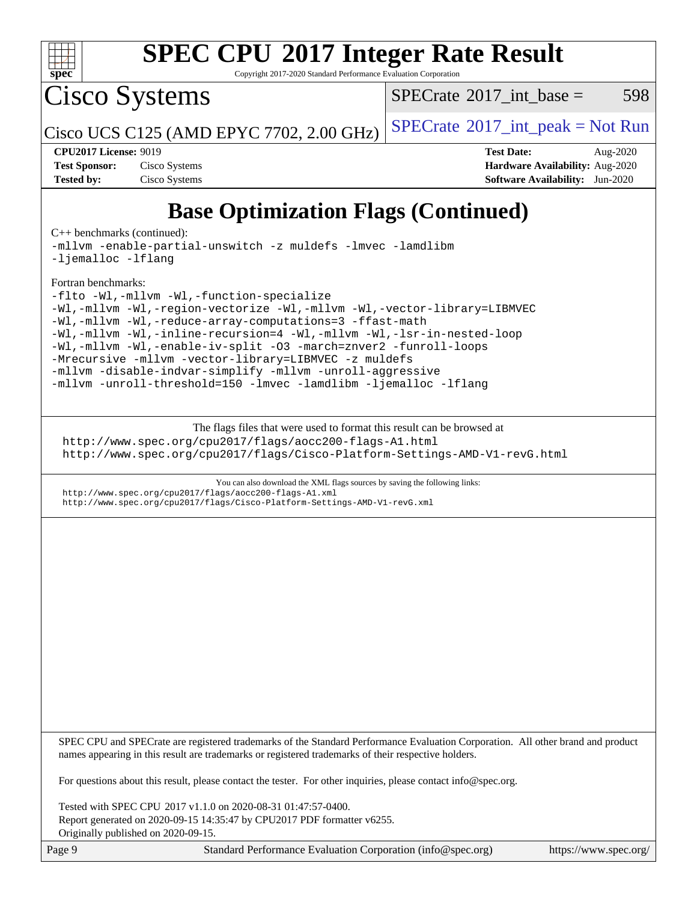# SPEC CPU 2017 Integer Rate Result

Copyright 2017-2020 Standard Performance Evaluation Corporation

## Cisco Systems

Cisco UCS C125 (AMD EPYC 7702, 2.00 GHz)

SPECrate 2017_int_base = 598

SPECrate 2017_int_peak = Not Run

**CPU2017 License:** 9019
**Test Sponsor:** Cisco Systems
**Tested by:** Cisco Systems

**Test Date:** Aug-2020
**Hardware Availability:** Aug-2020
**Software Availability:** Jun-2020

## Base Optimization Flags (Continued)

C++ benchmarks (continued):

```
-mllvm -enable-partial-unswitch -z muldefs -lmvec -lamdlibm
-ljemalloc -lflang
```

Fortran benchmarks:

```
-flto -Wl,-mllvm -Wl,-function-specialize
-Wl,-mllvm -Wl,-region-vectorize -Wl,-mllvm -Wl,-vector-library=LIBMVEC
-Wl,-mllvm -Wl,-reduce-array-computations=3 -ffast-math
-Wl,-mllvm -Wl,-inline-recursion=4 -Wl,-mllvm -Wl,-lsr-in-nested-loop
-Wl,-mllvm -Wl,-enable-iv-split -O3 -march=znver2 -funroll-loops
-Mrecursive -mllvm -vector-library=LIBMVEC -z muldefs
-mllvm -disable-indvar-simplify -mllvm -unroll-aggressive
-mllvm -unroll-threshold=150 -lmvec -lamdlibm -ljemalloc -lflang
```

The flags files that were used to format this result can be browsed at

http://www.spec.org/cpu2017/flags/aocc200-flags-A1.html
http://www.spec.org/cpu2017/flags/Cisco-Platform-Settings-AMD-V1-revG.html

You can also download the XML flags sources by saving the following links:

http://www.spec.org/cpu2017/flags/aocc200-flags-A1.xml
http://www.spec.org/cpu2017/flags/Cisco-Platform-Settings-AMD-V1-revG.xml

SPEC CPU and SPECrate are registered trademarks of the Standard Performance Evaluation Corporation. All other brand and product names appearing in this result are trademarks or registered trademarks of their respective holders.

For questions about this result, please contact the tester. For other inquiries, please contact info@spec.org.

Tested with SPEC CPU 2017 v1.1.0 on 2020-08-31 01:47:57-0400.
Report generated on 2020-09-15 14:35:47 by CPU2017 PDF formatter v6255.
Originally published on 2020-09-15.